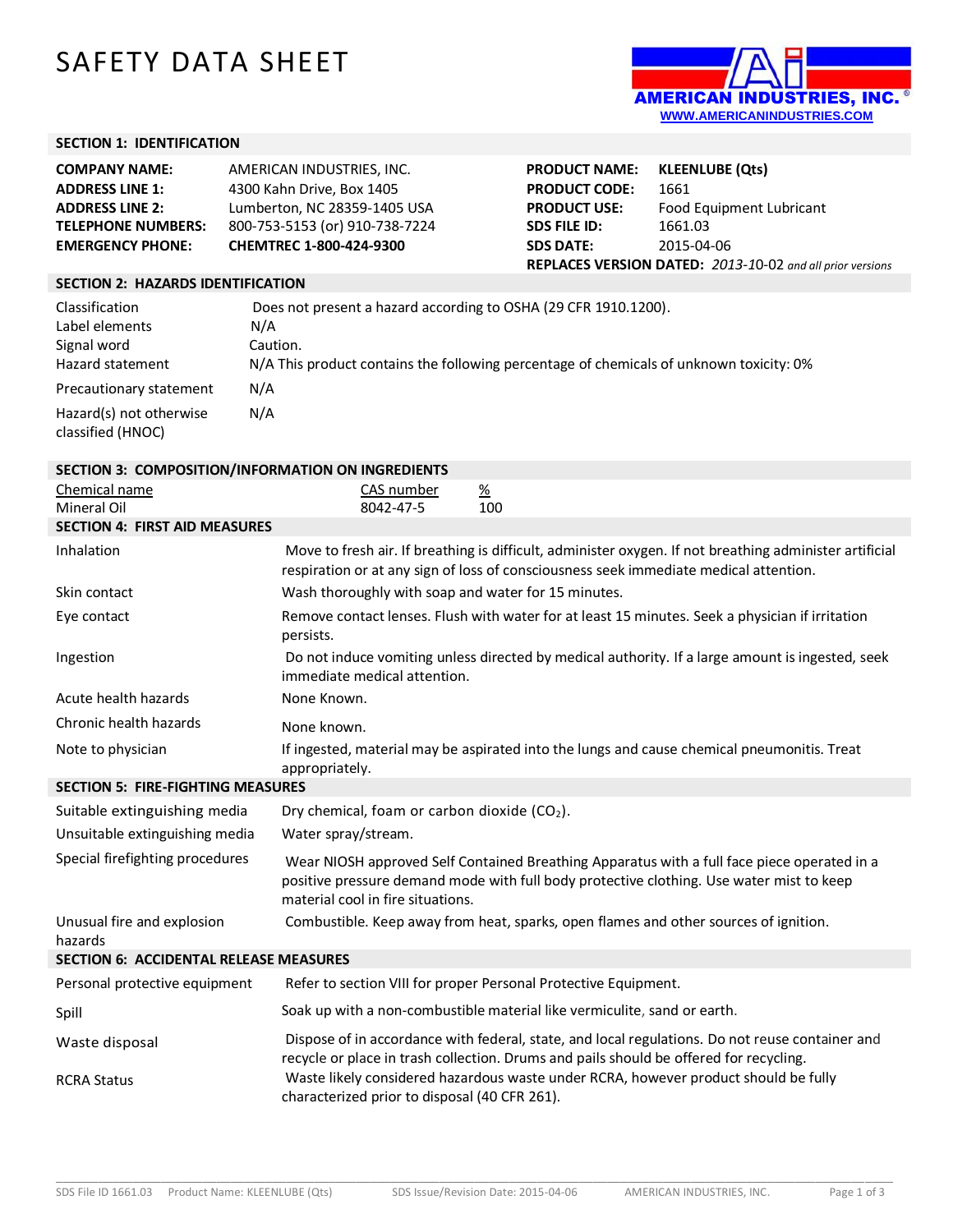# SAFETY DATA SHEET

AMERICAN INDUSTRIES, INC.®
WWW.AMERICANINDUSTRIES.COM

## SECTION 1: IDENTIFICATION

| | |
|---|---|
| **COMPANY NAME:** | AMERICAN INDUSTRIES, INC. |
| **ADDRESS LINE 1:** | 4300 Kahn Drive, Box 1405 |
| **ADDRESS LINE 2:** | Lumberton, NC 28359-1405 USA |
| **TELEPHONE NUMBERS:** | 800-753-5153 (or) 910-738-7224 |
| **EMERGENCY PHONE:** | **CHEMTREC 1-800-424-9300** |

| | |
|---|---|
| **PRODUCT NAME:** | **KLEENLUBE (Qts)** |
| **PRODUCT CODE:** | 1661 |
| **PRODUCT USE:** | Food Equipment Lubricant |
| **SDS FILE ID:** | 1661.03 |
| **SDS DATE:** | 2015-04-06 |

**REPLACES VERSION DATED:** *2013-10-02 and all prior versions*

## SECTION 2: HAZARDS IDENTIFICATION

| | |
|---|---|
| Classification | Does not present a hazard according to OSHA (29 CFR 1910.1200). |
| Label elements | N/A |
| Signal word | Caution. |
| Hazard statement | N/A This product contains the following percentage of chemicals of unknown toxicity: 0% |
| Precautionary statement | N/A |
| Hazard(s) not otherwise classified (HNOC) | N/A |

## SECTION 3: COMPOSITION/INFORMATION ON INGREDIENTS

| Chemical name | CAS number | % |
|---|---|---|
| Mineral Oil | 8042-47-5 | 100 |

## SECTION 4: FIRST AID MEASURES

| | |
|---|---|
| Inhalation | Move to fresh air. If breathing is difficult, administer oxygen. If not breathing administer artificial respiration or at any sign of loss of consciousness seek immediate medical attention. |
| Skin contact | Wash thoroughly with soap and water for 15 minutes. |
| Eye contact | Remove contact lenses. Flush with water for at least 15 minutes. Seek a physician if irritation persists. |
| Ingestion | Do not induce vomiting unless directed by medical authority. If a large amount is ingested, seek immediate medical attention. |
| Acute health hazards | None Known. |
| Chronic health hazards | None known. |
| Note to physician | If ingested, material may be aspirated into the lungs and cause chemical pneumonitis. Treat appropriately. |

## SECTION 5: FIRE-FIGHTING MEASURES

| | |
|---|---|
| Suitable extinguishing media | Dry chemical, foam or carbon dioxide ($CO_2$). |
| Unsuitable extinguishing media | Water spray/stream. |
| Special firefighting procedures | Wear NIOSH approved Self Contained Breathing Apparatus with a full face piece operated in a positive pressure demand mode with full body protective clothing. Use water mist to keep material cool in fire situations. |
| Unusual fire and explosion hazards | Combustible. Keep away from heat, sparks, open flames and other sources of ignition. |

## SECTION 6: ACCIDENTAL RELEASE MEASURES

| | |
|---|---|
| Personal protective equipment | Refer to section VIII for proper Personal Protective Equipment. |
| Spill | Soak up with a non-combustible material like vermiculite, sand or earth. |
| Waste disposal | Dispose of in accordance with federal, state, and local regulations. Do not reuse container and recycle or place in trash collection. Drums and pails should be offered for recycling. |
| RCRA Status | Waste likely considered hazardous waste under RCRA, however product should be fully characterized prior to disposal (40 CFR 261). |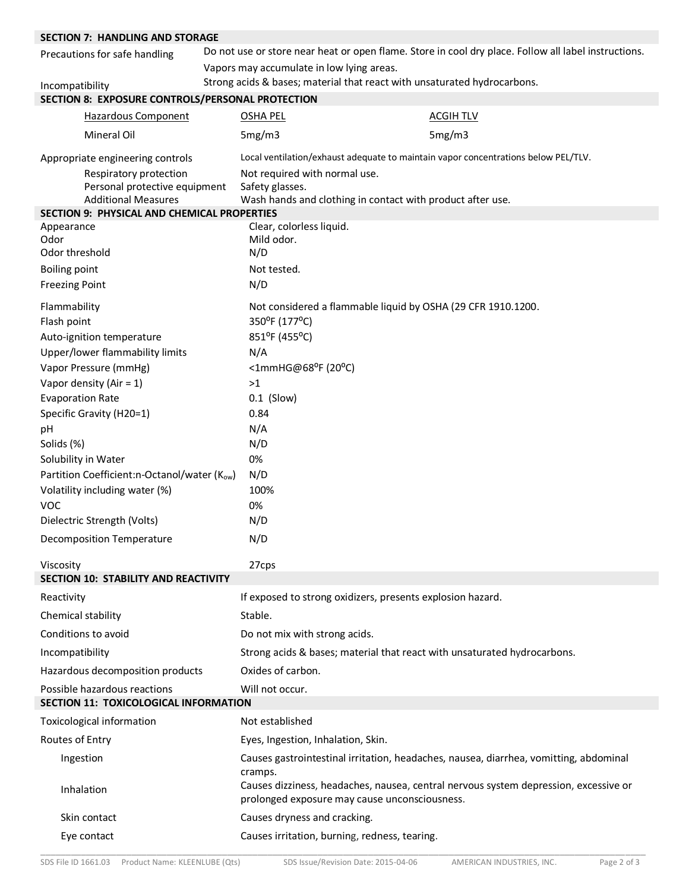## SECTION 7: HANDLING AND STORAGE

| | |
|---|---|
| Precautions for safe handling | Do not use or store near heat or open flame. Store in cool dry place. Follow all label instructions. Vapors may accumulate in low lying areas. |
| Incompatibility | Strong acids & bases; material that react with unsaturated hydrocarbons. |

## SECTION 8: EXPOSURE CONTROLS/PERSONAL PROTECTION

| Hazardous Component | OSHA PEL | ACGIH TLV |
|---|---|---|
| Mineral Oil | 5mg/m3 | 5mg/m3 |

| | |
|---|---|
| Appropriate engineering controls | Local ventilation/exhaust adequate to maintain vapor concentrations below PEL/TLV. |
| Respiratory protection | Not required with normal use. |
| Personal protective equipment | Safety glasses. |
| Additional Measures | Wash hands and clothing in contact with product after use. |

## SECTION 9: PHYSICAL AND CHEMICAL PROPERTIES

| | |
|---|---|
| Appearance | Clear, colorless liquid. |
| Odor | Mild odor. |
| Odor threshold | N/D |
| Boiling point | Not tested. |
| Freezing Point | N/D |
| Flammability | Not considered a flammable liquid by OSHA (29 CFR 1910.1200. |
| Flash point | 350°F (177°C) |
| Auto-ignition temperature | 851°F (455°C) |
| Upper/lower flammability limits | N/A |
| Vapor Pressure (mmHg) | <1mmHG@68°F (20°C) |
| Vapor density (Air = 1) | >1 |
| Evaporation Rate | 0.1 (Slow) |
| Specific Gravity (H20=1) | 0.84 |
| pH | N/A |
| Solids (%) | N/D |
| Solubility in Water | 0% |
| Partition Coefficient:n-Octanol/water ($K_{ow}$) | N/D |
| Volatility including water (%) | 100% |
| VOC | 0% |
| Dielectric Strength (Volts) | N/D |
| Decomposition Temperature | N/D |
| Viscosity | 27cps |

## SECTION 10: STABILITY AND REACTIVITY

| | |
|---|---|
| Reactivity | If exposed to strong oxidizers, presents explosion hazard. |
| Chemical stability | Stable. |
| Conditions to avoid | Do not mix with strong acids. |
| Incompatibility | Strong acids & bases; material that react with unsaturated hydrocarbons. |
| Hazardous decomposition products | Oxides of carbon. |
| Possible hazardous reactions | Will not occur. |

## SECTION 11: TOXICOLOGICAL INFORMATION

| | |
|---|---|
| Toxicological information | Not established |
| Routes of Entry | Eyes, Ingestion, Inhalation, Skin. |
| Ingestion | Causes gastrointestinal irritation, headaches, nausea, diarrhea, vomitting, abdominal cramps. |
| Inhalation | Causes dizziness, headaches, nausea, central nervous system depression, excessive or prolonged exposure may cause unconsciousness. |
| Skin contact | Causes dryness and cracking. |
| Eye contact | Causes irritation, burning, redness, tearing. |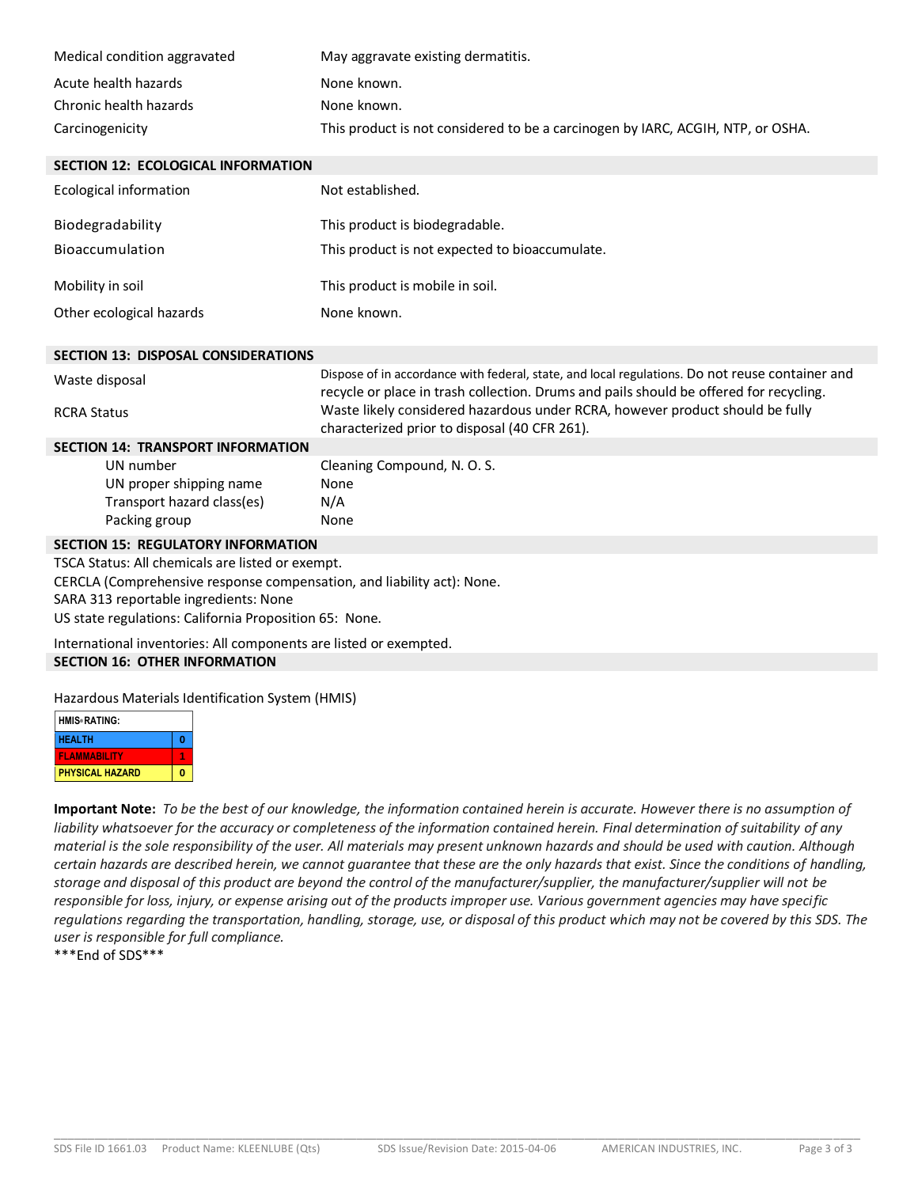| | |
|---|---|
| Medical condition aggravated | May aggravate existing dermatitis. |
| Acute health hazards | None known. |
| Chronic health hazards | None known. |
| Carcinogenicity | This product is not considered to be a carcinogen by IARC, ACGIH, NTP, or OSHA. |

## SECTION 12: ECOLOGICAL INFORMATION

| | |
|---|---|
| Ecological information | Not established. |
| Biodegradability | This product is biodegradable. |
| Bioaccumulation | This product is not expected to bioaccumulate. |
| Mobility in soil | This product is mobile in soil. |
| Other ecological hazards | None known. |

## SECTION 13: DISPOSAL CONSIDERATIONS

| | |
|---|---|
| Waste disposal | Dispose of in accordance with federal, state, and local regulations. Do not reuse container and recycle or place in trash collection. Drums and pails should be offered for recycling. |
| RCRA Status | Waste likely considered hazardous under RCRA, however product should be fully characterized prior to disposal (40 CFR 261). |

## SECTION 14: TRANSPORT INFORMATION

| | |
|---|---|
| UN number | Cleaning Compound, N. O. S. |
| UN proper shipping name | None |
| Transport hazard class(es) | N/A |
| Packing group | None |

## SECTION 15: REGULATORY INFORMATION

TSCA Status: All chemicals are listed or exempt.
CERCLA (Comprehensive response compensation, and liability act): None.
SARA 313 reportable ingredients: None
US state regulations: California Proposition 65: None.

International inventories: All components are listed or exempted.

## SECTION 16: OTHER INFORMATION

Hazardous Materials Identification System (HMIS)

| HMIS® RATING: | |
|---|---|
| HEALTH | 0 |
| FLAMMABILITY | 1 |
| PHYSICAL HAZARD | 0 |

**Important Note:** *To be the best of our knowledge, the information contained herein is accurate. However there is no assumption of liability whatsoever for the accuracy or completeness of the information contained herein. Final determination of suitability of any material is the sole responsibility of the user. All materials may present unknown hazards and should be used with caution. Although certain hazards are described herein, we cannot guarantee that these are the only hazards that exist. Since the conditions of handling, storage and disposal of this product are beyond the control of the manufacturer/supplier, the manufacturer/supplier will not be responsible for loss, injury, or expense arising out of the products improper use. Various government agencies may have specific regulations regarding the transportation, handling, storage, use, or disposal of this product which may not be covered by this SDS. The user is responsible for full compliance.*

***End of SDS***